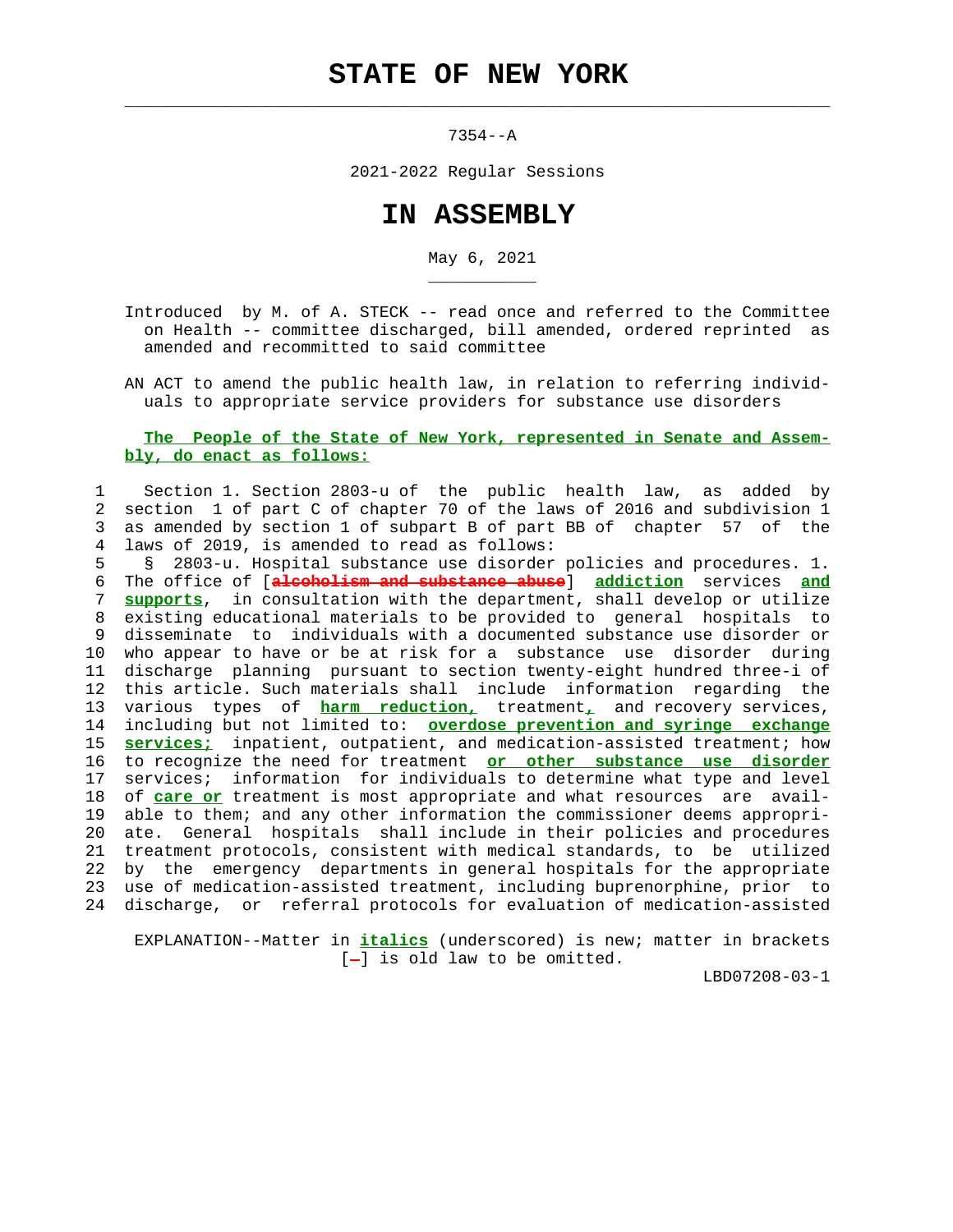# STATE OF NEW YORK

7354--A

2021-2022 Regular Sessions

# IN ASSEMBLY

May 6, 2021

Introduced by M. of A. STECK -- read once and referred to the Committee on Health -- committee discharged, bill amended, ordered reprinted as amended and recommitted to said committee

AN ACT to amend the public health law, in relation to referring individuals to appropriate service providers for substance use disorders

**The People of the State of New York, represented in Senate and Assembly, do enact as follows:**

1 Section 1. Section 2803-u of the public health law, as added by
2 section 1 of part C of chapter 70 of the laws of 2016 and subdivision 1
3 as amended by section 1 of subpart B of part BB of chapter 57 of the
4 laws of 2019, is amended to read as follows:
5 § 2803-u. Hospital substance use disorder policies and procedures. 1.
6 The office of [~~alcoholism and substance abuse~~] **addiction** services **and**
7 **supports**, in consultation with the department, shall develop or utilize
8 existing educational materials to be provided to general hospitals to
9 disseminate to individuals with a documented substance use disorder or
10 who appear to have or be at risk for a substance use disorder during
11 discharge planning pursuant to section twenty-eight hundred three-i of
12 this article. Such materials shall include information regarding the
13 various types of **harm reduction,** treatment**,** and recovery services,
14 including but not limited to: **overdose prevention and syringe exchange**
15 **services;** inpatient, outpatient, and medication-assisted treatment; how
16 to recognize the need for treatment **or other substance use disorder**
17 services; information for individuals to determine what type and level
18 of **care or** treatment is most appropriate and what resources are avail-
19 able to them; and any other information the commissioner deems appropri-
20 ate. General hospitals shall include in their policies and procedures
21 treatment protocols, consistent with medical standards, to be utilized
22 by the emergency departments in general hospitals for the appropriate
23 use of medication-assisted treatment, including buprenorphine, prior to
24 discharge, or referral protocols for evaluation of medication-assisted

EXPLANATION--Matter in ***italics*** (underscored) is new; matter in brackets [~~-~~] is old law to be omitted.

LBD07208-03-1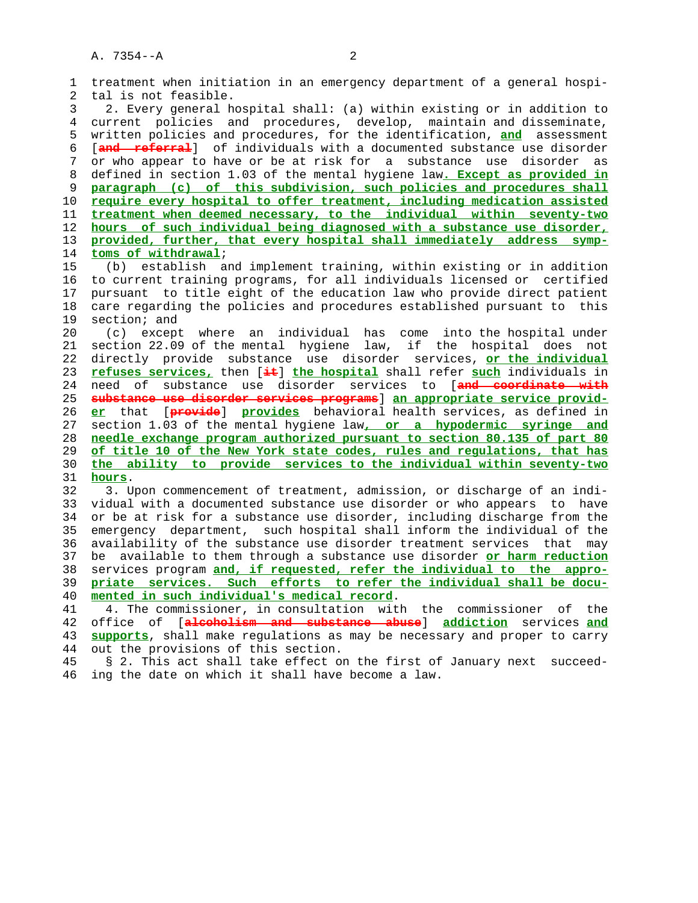treatment when initiation in an emergency department of a general hospital is not feasible.

2. Every general hospital shall: (a) within existing or in addition to current policies and procedures, develop, maintain and disseminate, written policies and procedures, for the identification, **and** assessment [~~and referral~~] of individuals with a documented substance use disorder or who appear to have or be at risk for a substance use disorder as defined in section 1.03 of the mental hygiene law**. Except as provided in paragraph (c) of this subdivision, such policies and procedures shall require every hospital to offer treatment, including medication assisted treatment when deemed necessary, to the individual within seventy-two hours of such individual being diagnosed with a substance use disorder, provided, further, that every hospital shall immediately address symptoms of withdrawal**;

(b) establish and implement training, within existing or in addition to current training programs, for all individuals licensed or certified pursuant to title eight of the education law who provide direct patient care regarding the policies and procedures established pursuant to this section; and

(c) except where an individual has come into the hospital under section 22.09 of the mental hygiene law, if the hospital does not directly provide substance use disorder services, **or the individual refuses services,** then [~~it~~] **the hospital** shall refer **such** individuals in need of substance use disorder services to [~~and coordinate with substance use disorder services programs~~] **an appropriate service provider** that [~~provide~~] **provides** behavioral health services, as defined in section 1.03 of the mental hygiene law**, or a hypodermic syringe and needle exchange program authorized pursuant to section 80.135 of part 80 of title 10 of the New York state codes, rules and regulations, that has the ability to provide services to the individual within seventy-two hours**.

3. Upon commencement of treatment, admission, or discharge of an individual with a documented substance use disorder or who appears to have or be at risk for a substance use disorder, including discharge from the emergency department, such hospital shall inform the individual of the availability of the substance use disorder treatment services that may be available to them through a substance use disorder **or harm reduction** services program **and, if requested, refer the individual to the appropriate services. Such efforts to refer the individual shall be documented in such individual's medical record**.

4. The commissioner, in consultation with the commissioner of the office of [~~alcoholism and substance abuse~~] **addiction** services **and supports**, shall make regulations as may be necessary and proper to carry out the provisions of this section.

§ 2. This act shall take effect on the first of January next succeeding the date on which it shall have become a law.